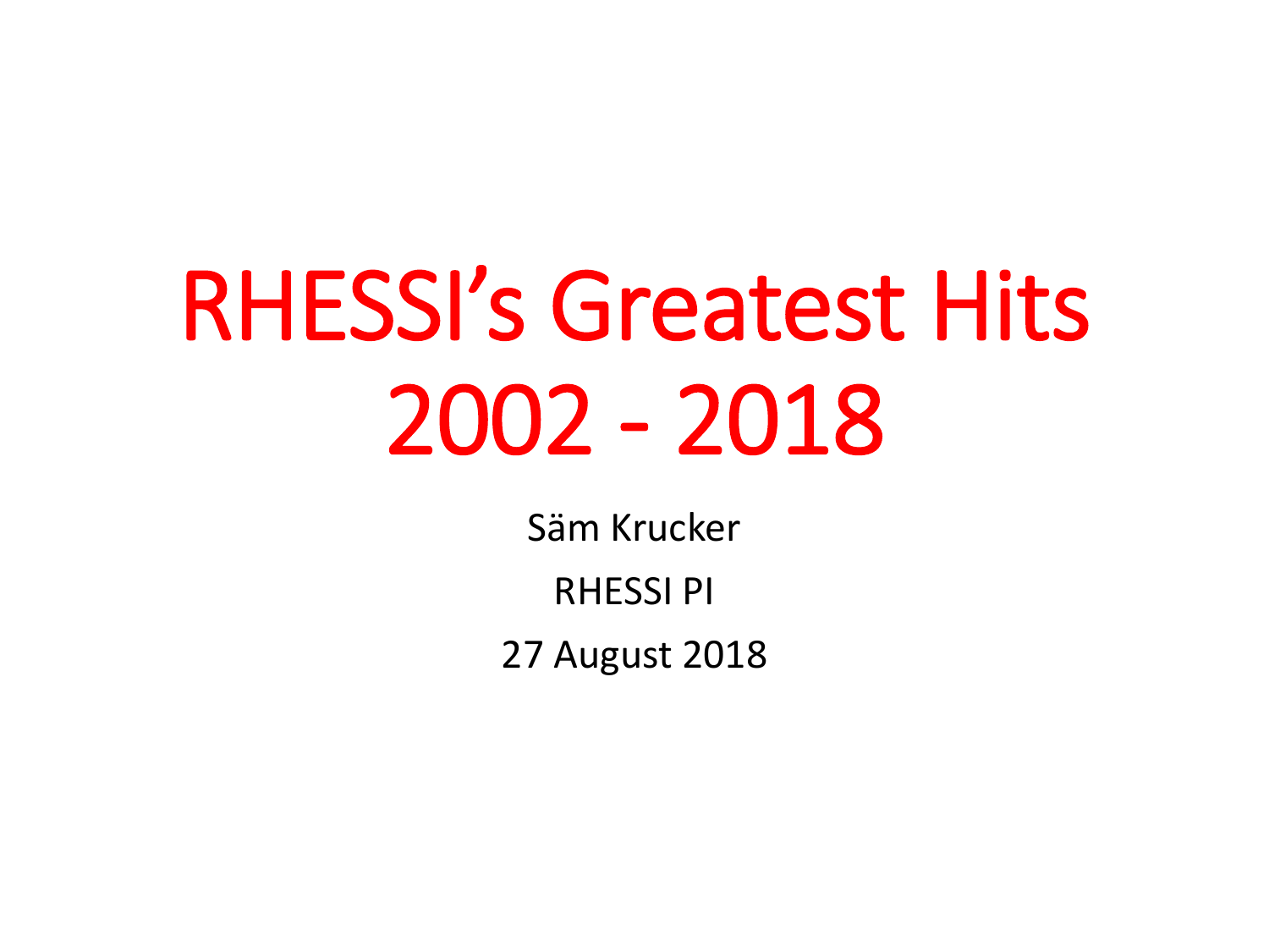# RHESSI's Greatest Hits 2002 - 2018

Säm Krucker

RHESSI PI

27 August 2018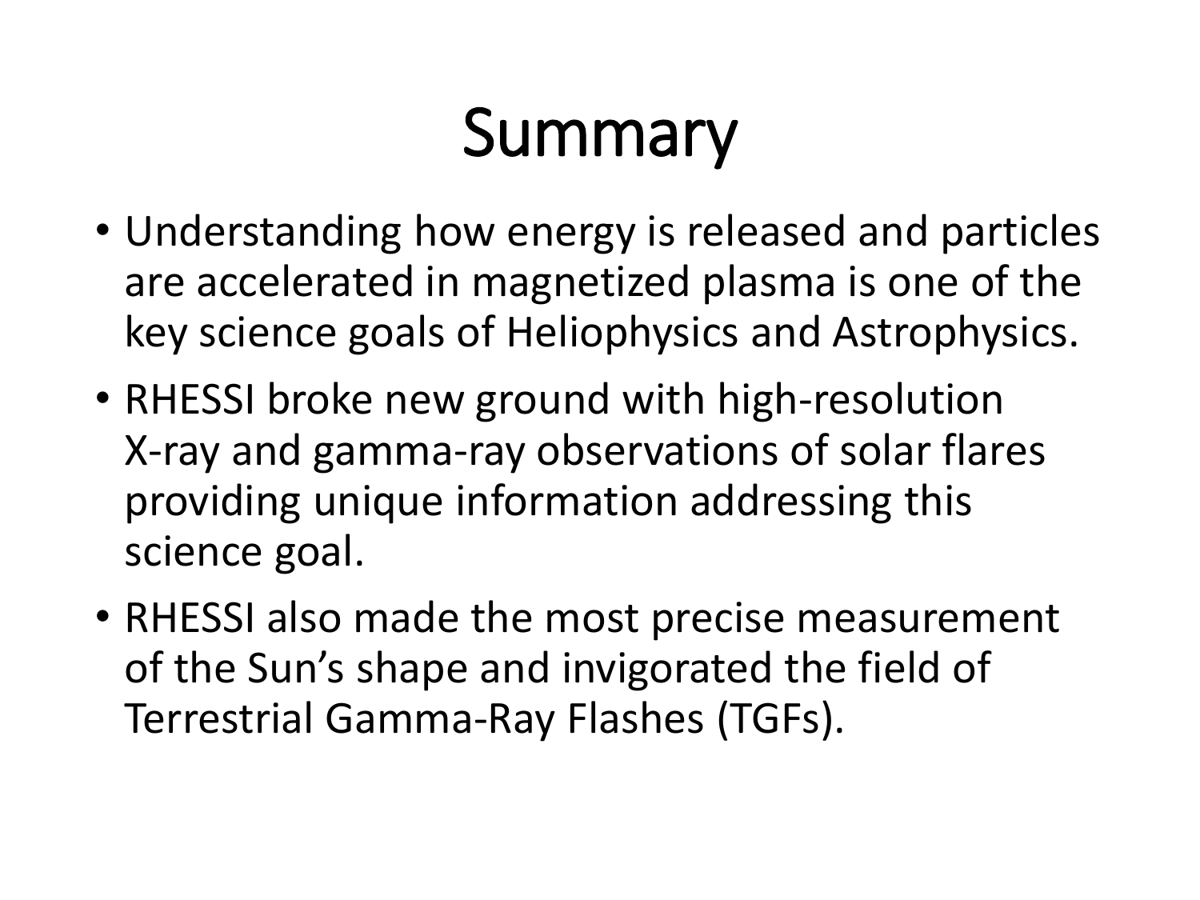# Summary

- Understanding how energy is released and particles are accelerated in magnetized plasma is one of the key science goals of Heliophysics and Astrophysics.
- RHESSI broke new ground with high-resolution X-ray and gamma-ray observations of solar flares providing unique information addressing this science goal.
- RHESSI also made the most precise measurement of the Sun's shape and invigorated the field of Terrestrial Gamma-Ray Flashes (TGFs).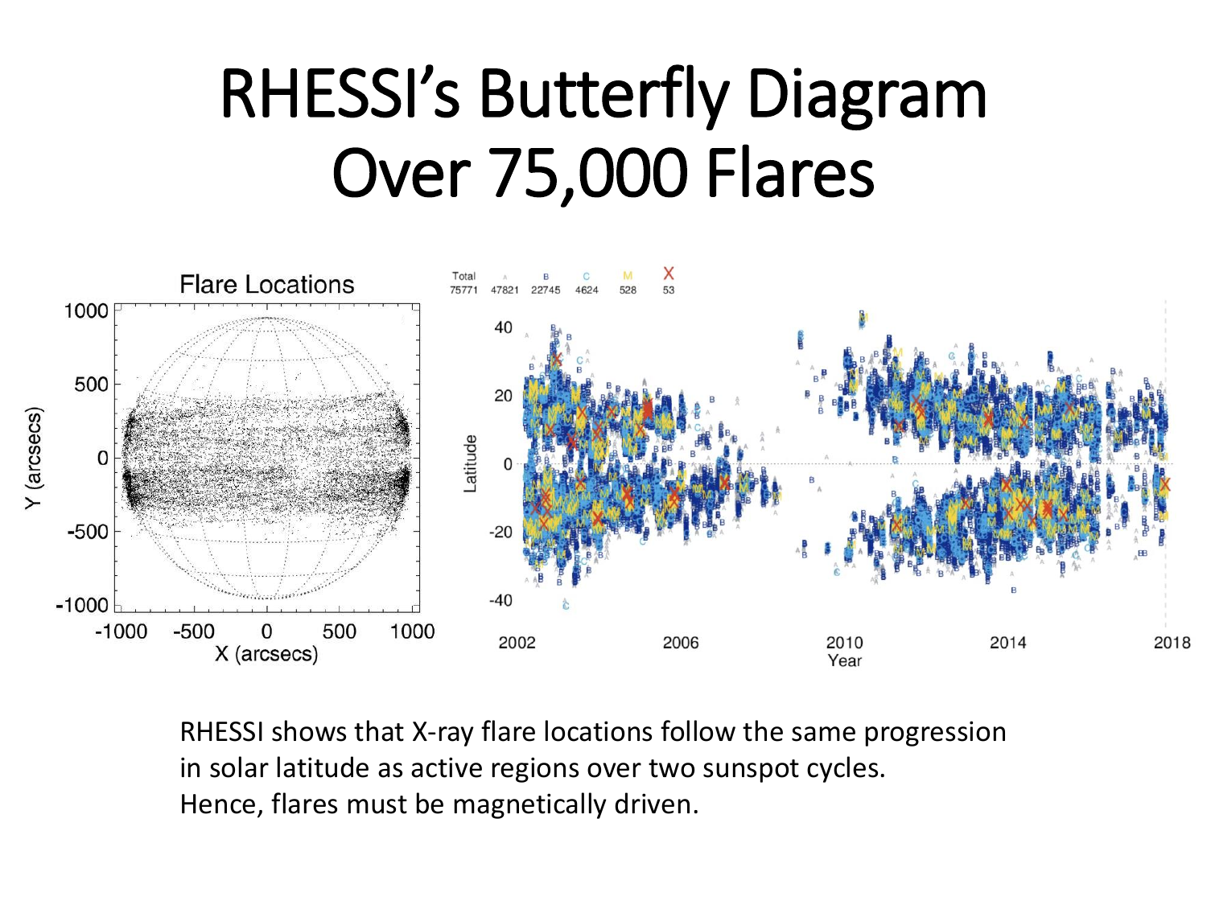# RHESSI's Butterfly Diagram Over 75,000 Flares

RHESSI shows that X-ray flare locations follow the same progression in solar latitude as active regions over two sunspot cycles.
Hence, flares must be magnetically driven.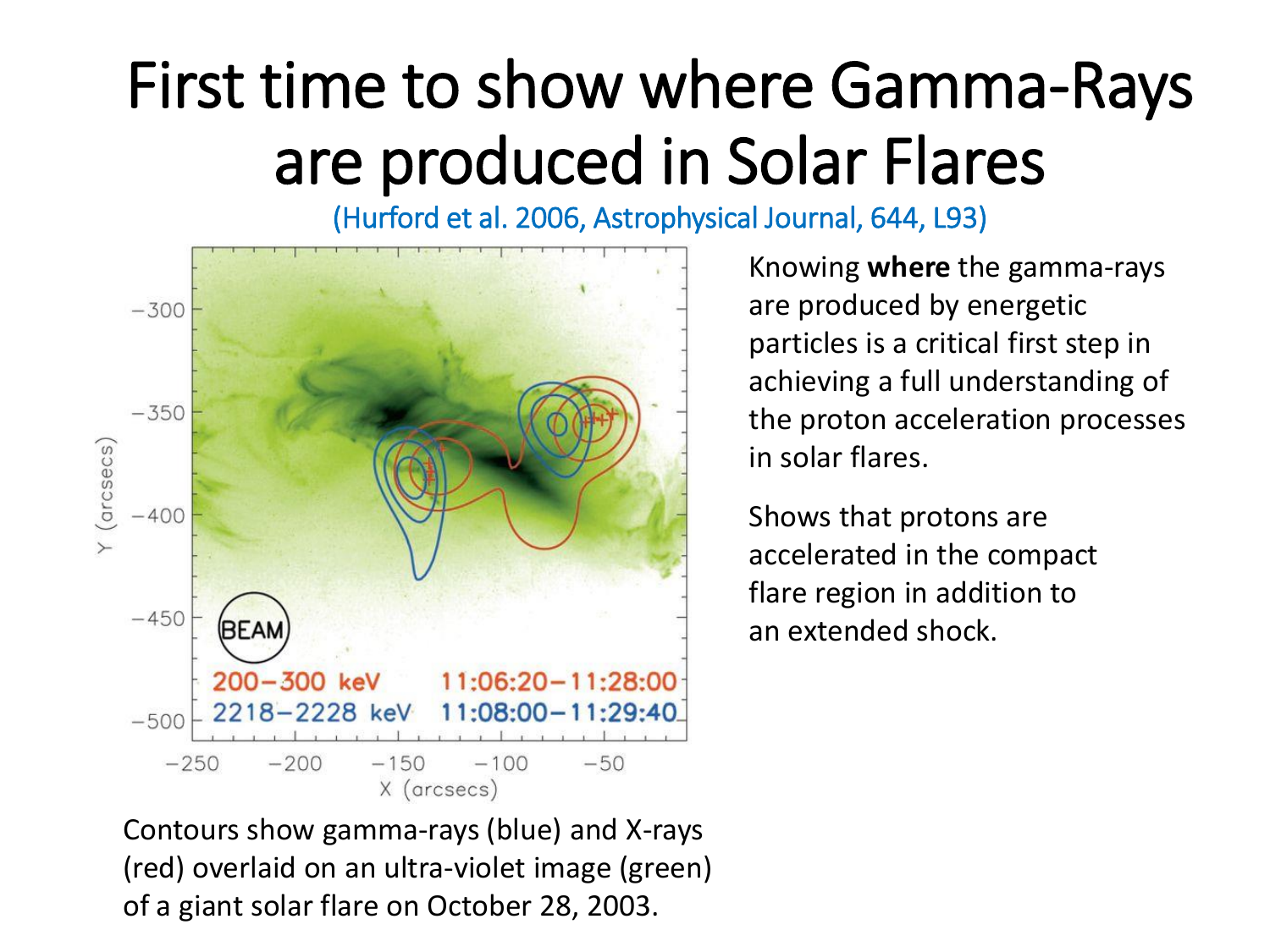# First time to show where Gamma-Rays are produced in Solar Flares

(Hurford et al. 2006, Astrophysical Journal, 644, L93)

Knowing **where** the gamma-rays are produced by energetic particles is a critical first step in achieving a full understanding of the proton acceleration processes in solar flares.

Shows that protons are accelerated in the compact flare region in addition to an extended shock.

Contours show gamma-rays (blue) and X-rays (red) overlaid on an ultra-violet image (green) of a giant solar flare on October 28, 2003.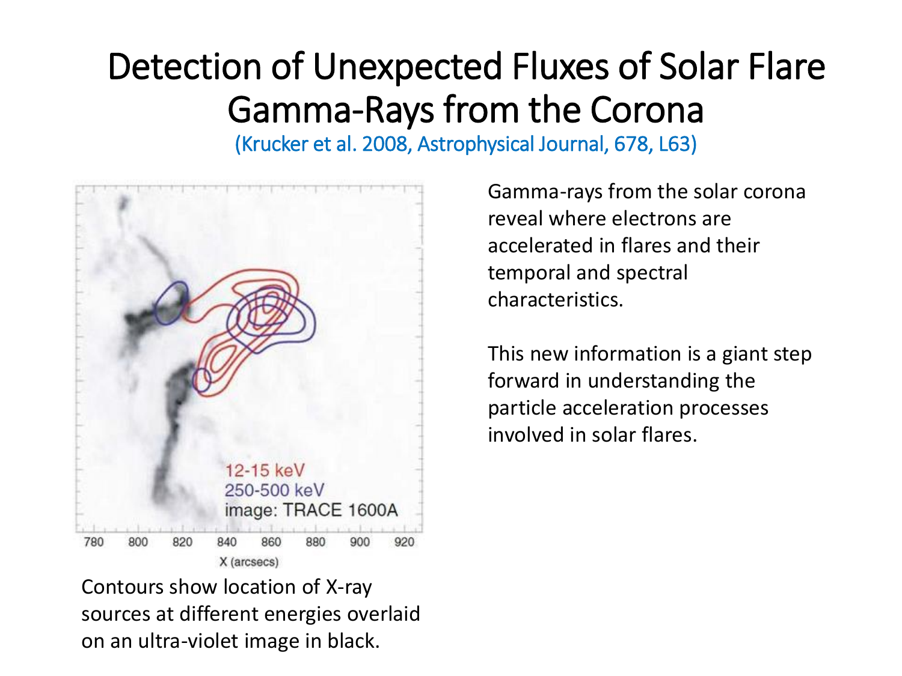# Detection of Unexpected Fluxes of Solar Flare Gamma-Rays from the Corona

(Krucker et al. 2008, Astrophysical Journal, 678, L63)

12-15 keV
250-500 keV
image: TRACE 1600A

780 800 820 840 860 880 900 920

X (arcsecs)

Contours show location of X-ray sources at different energies overlaid on an ultra-violet image in black.

Gamma-rays from the solar corona reveal where electrons are accelerated in flares and their temporal and spectral characteristics.

This new information is a giant step forward in understanding the particle acceleration processes involved in solar flares.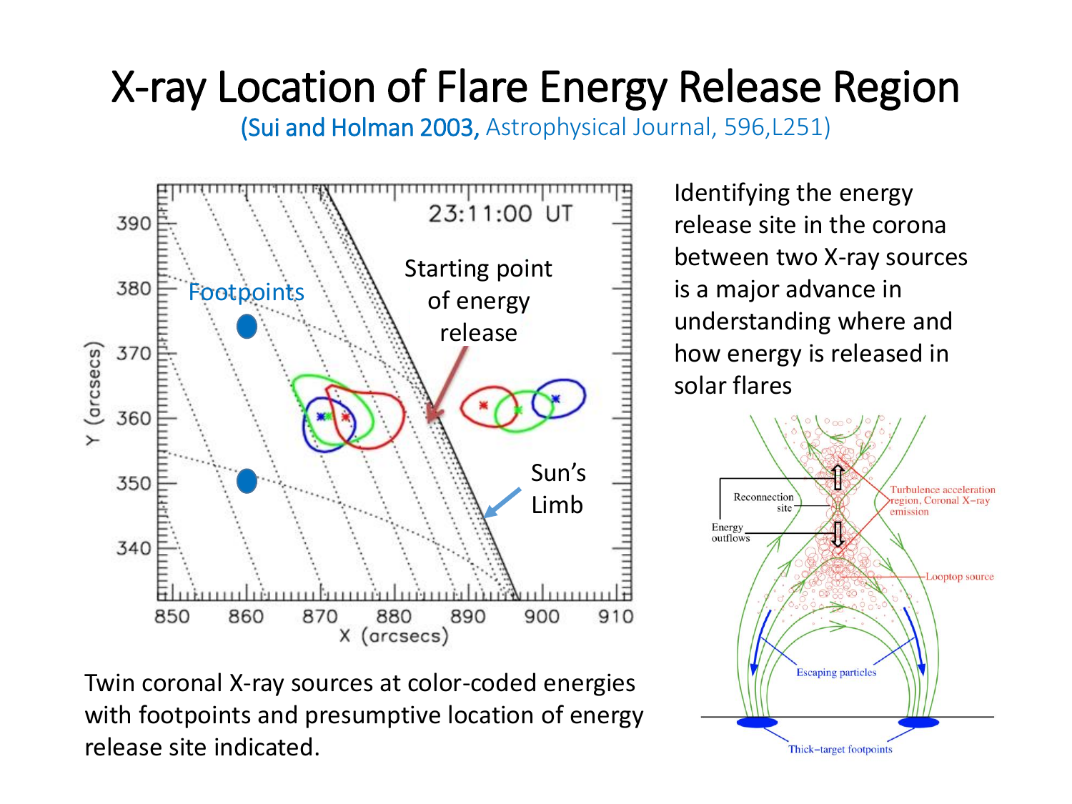# X-ray Location of Flare Energy Release Region

(Sui and Holman 2003, Astrophysical Journal, 596,L251)

Identifying the energy release site in the corona between two X-ray sources is a major advance in understanding where and how energy is released in solar flares

Twin coronal X-ray sources at color-coded energies with footpoints and presumptive location of energy release site indicated.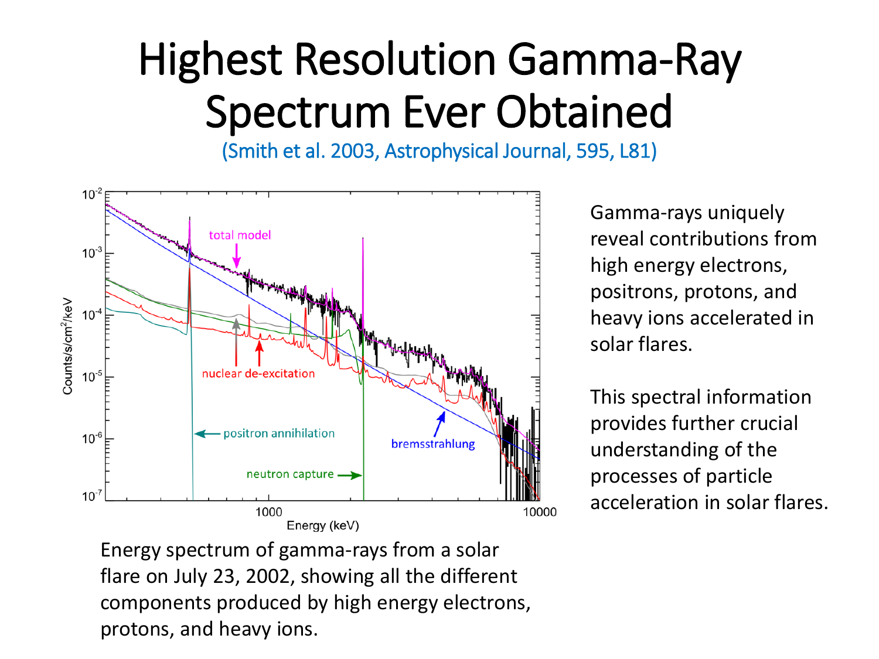# Highest Resolution Gamma-Ray Spectrum Ever Obtained

(Smith et al. 2003, Astrophysical Journal, 595, L81)

Energy spectrum of gamma-rays from a solar flare on July 23, 2002, showing all the different components produced by high energy electrons, protons, and heavy ions.

Gamma-rays uniquely reveal contributions from high energy electrons, positrons, protons, and heavy ions accelerated in solar flares.

This spectral information provides further crucial understanding of the processes of particle acceleration in solar flares.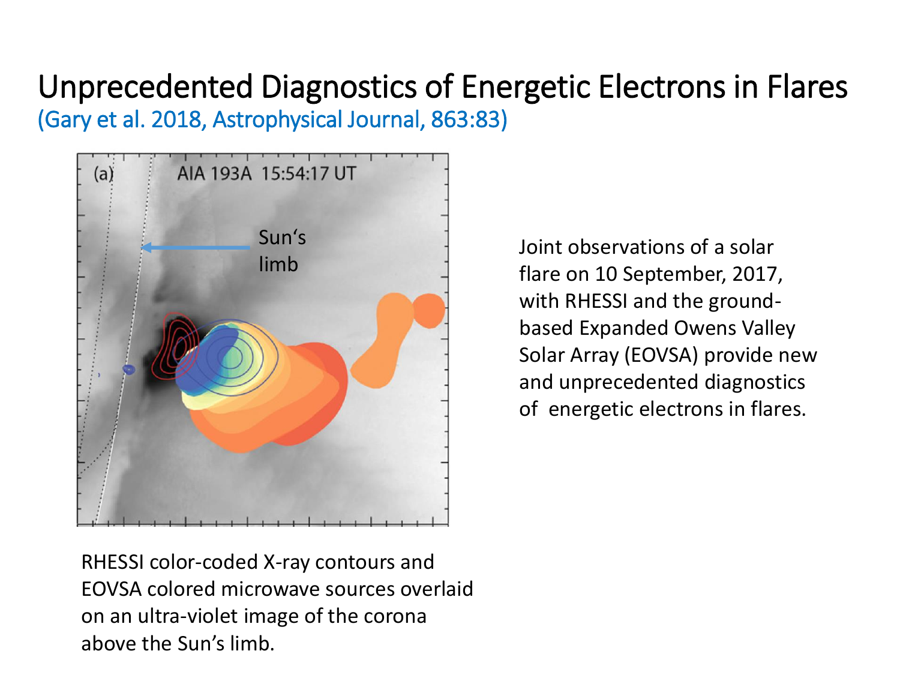# Unprecedented Diagnostics of Energetic Electrons in Flares

(Gary et al. 2018, Astrophysical Journal, 863:83)

RHESSI color-coded X-ray contours and EOVSA colored microwave sources overlaid on an ultra-violet image of the corona above the Sun's limb.

Joint observations of a solar flare on 10 September, 2017, with RHESSI and the ground-based Expanded Owens Valley Solar Array (EOVSA) provide new and unprecedented diagnostics of energetic electrons in flares.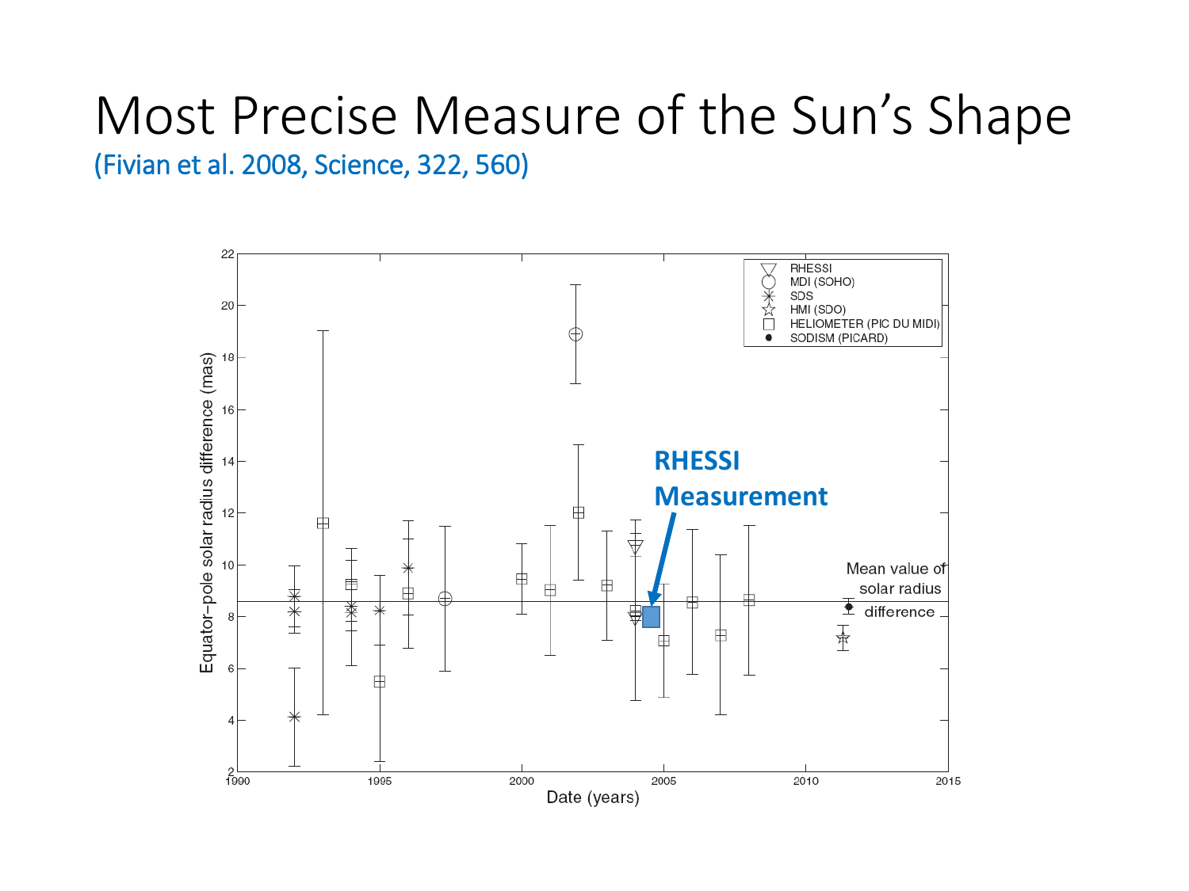# Most Precise Measure of the Sun's Shape

(Fivian et al. 2008, Science, 322, 560)

RHESSI

HELIOMETER (PIC DU MIDI)

MDI (SOHO)

SDS

HMI (SDO)

SODISM (PICARD)

Equator–pole solar radius difference (mas)

Date (years)

**RHESSI Measurement**

Mean value of solar radius difference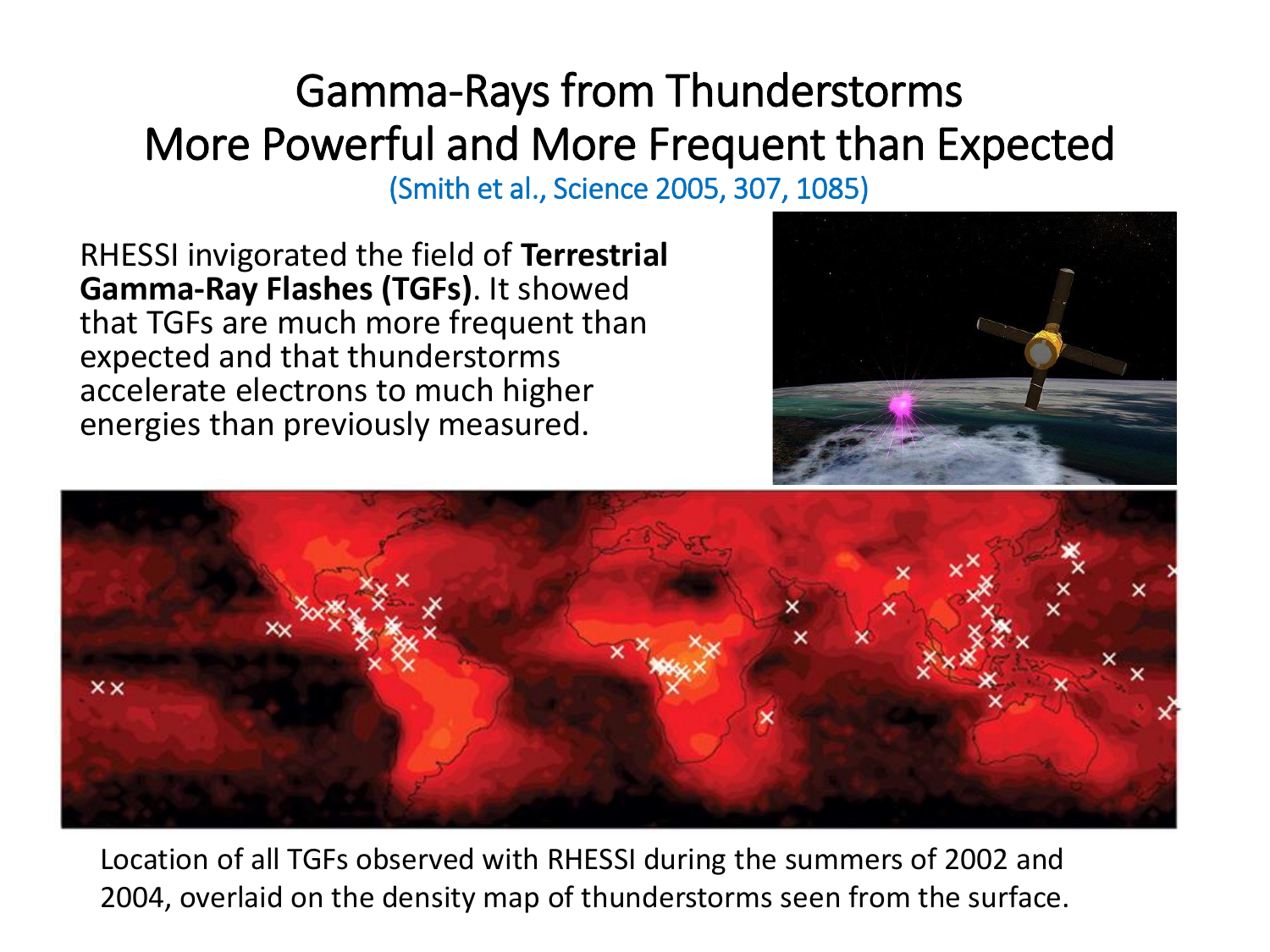# Gamma-Rays from Thunderstorms More Powerful and More Frequent than Expected

(Smith et al., Science 2005, 307, 1085)

RHESSI invigorated the field of **Terrestrial Gamma-Ray Flashes (TGFs)**. It showed that TGFs are much more frequent than expected and that thunderstorms accelerate electrons to much higher energies than previously measured.

Location of all TGFs observed with RHESSI during the summers of 2002 and 2004, overlaid on the density map of thunderstorms seen from the surface.